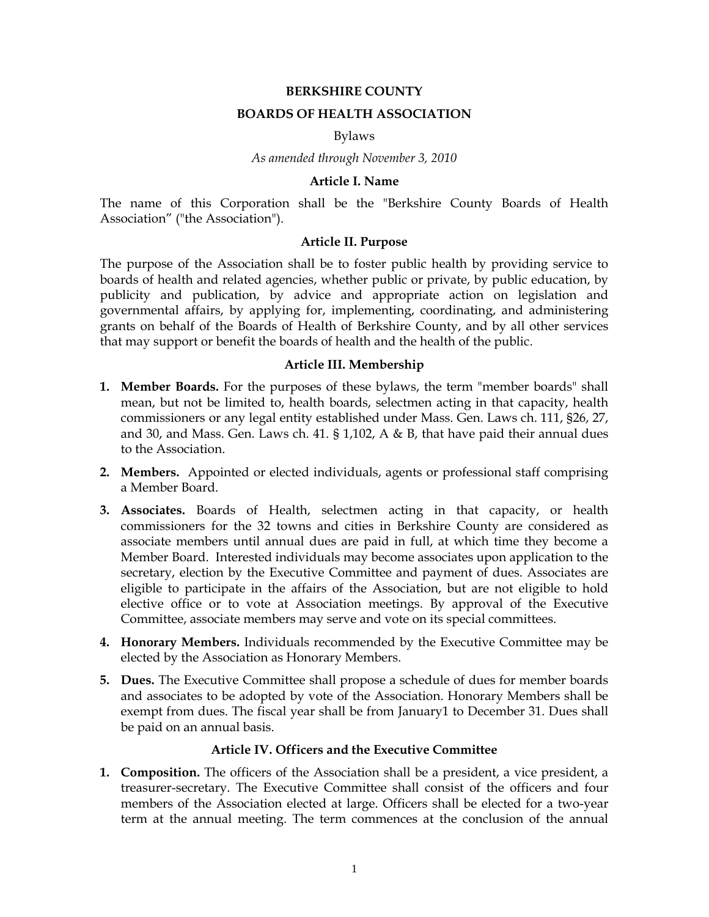# BERKSHIRE COUNTY

# BOARDS OF HEALTH ASSOCIATION

Bylaws

*As amended through November 3, 2010*

## Article I. Name

The name of this Corporation shall be the "Berkshire County Boards of Health Association" ("the Association").

## Article II. Purpose

The purpose of the Association shall be to foster public health by providing service to boards of health and related agencies, whether public or private, by public education, by publicity and publication, by advice and appropriate action on legislation and governmental affairs, by applying for, implementing, coordinating, and administering grants on behalf of the Boards of Health of Berkshire County, and by all other services that may support or benefit the boards of health and the health of the public.

## Article III. Membership

1. **Member Boards.** For the purposes of these bylaws, the term "member boards" shall mean, but not be limited to, health boards, selectmen acting in that capacity, health commissioners or any legal entity established under Mass. Gen. Laws ch. 111, §26, 27, and 30, and Mass. Gen. Laws ch. 41. § 1,102, A & B, that have paid their annual dues to the Association.
2. **Members.** Appointed or elected individuals, agents or professional staff comprising a Member Board.
3. **Associates.** Boards of Health, selectmen acting in that capacity, or health commissioners for the 32 towns and cities in Berkshire County are considered as associate members until annual dues are paid in full, at which time they become a Member Board. Interested individuals may become associates upon application to the secretary, election by the Executive Committee and payment of dues. Associates are eligible to participate in the affairs of the Association, but are not eligible to hold elective office or to vote at Association meetings. By approval of the Executive Committee, associate members may serve and vote on its special committees.
4. **Honorary Members.** Individuals recommended by the Executive Committee may be elected by the Association as Honorary Members.
5. **Dues.** The Executive Committee shall propose a schedule of dues for member boards and associates to be adopted by vote of the Association. Honorary Members shall be exempt from dues. The fiscal year shall be from January1 to December 31. Dues shall be paid on an annual basis.

## Article IV. Officers and the Executive Committee

1. **Composition.** The officers of the Association shall be a president, a vice president, a treasurer-secretary. The Executive Committee shall consist of the officers and four members of the Association elected at large. Officers shall be elected for a two-year term at the annual meeting. The term commences at the conclusion of the annual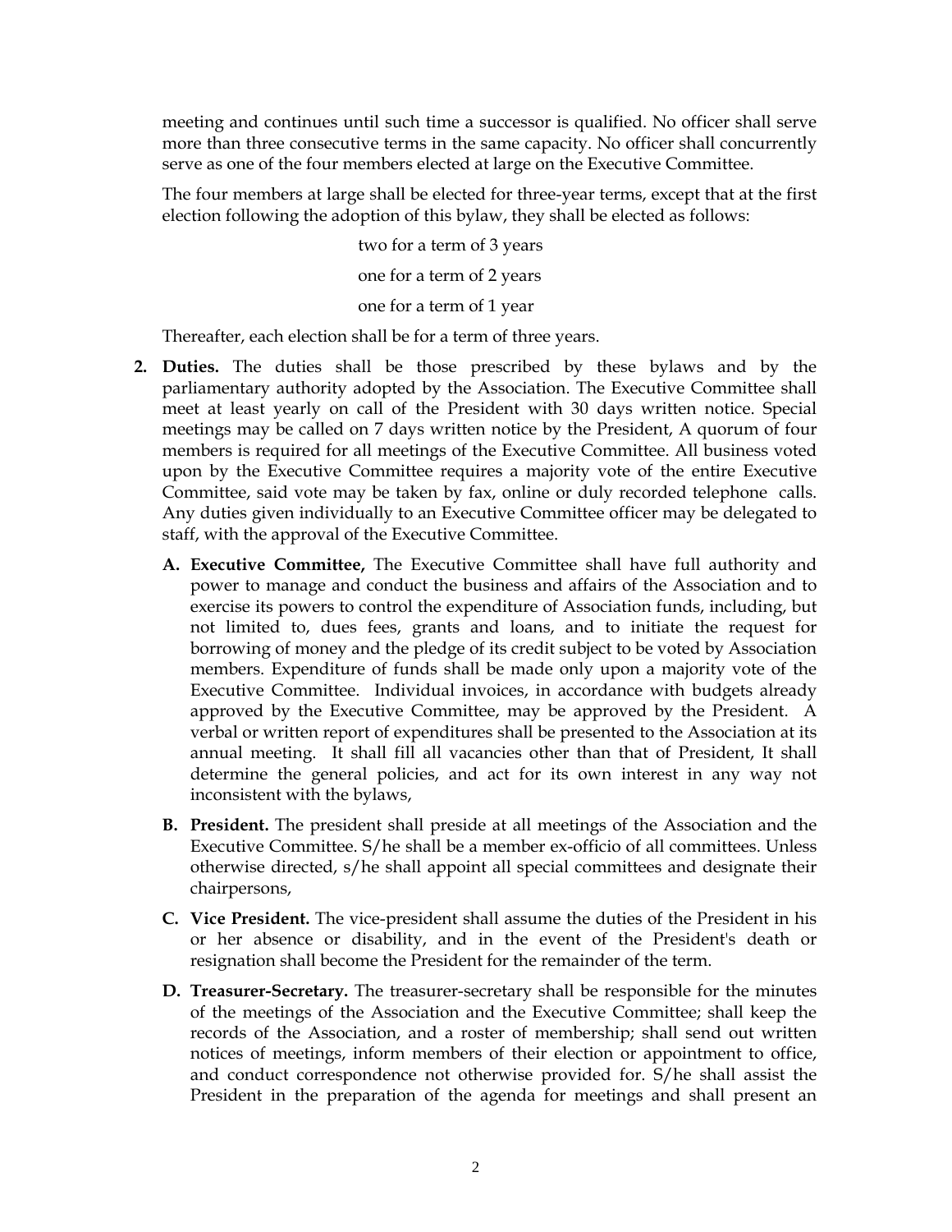meeting and continues until such time a successor is qualified. No officer shall serve more than three consecutive terms in the same capacity. No officer shall concurrently serve as one of the four members elected at large on the Executive Committee.

The four members at large shall be elected for three-year terms, except that at the first election following the adoption of this bylaw, they shall be elected as follows:

two for a term of 3 years

one for a term of 2 years

one for a term of 1 year

Thereafter, each election shall be for a term of three years.

2. **Duties.** The duties shall be those prescribed by these bylaws and by the parliamentary authority adopted by the Association. The Executive Committee shall meet at least yearly on call of the President with 30 days written notice. Special meetings may be called on 7 days written notice by the President, A quorum of four members is required for all meetings of the Executive Committee. All business voted upon by the Executive Committee requires a majority vote of the entire Executive Committee, said vote may be taken by fax, online or duly recorded telephone calls. Any duties given individually to an Executive Committee officer may be delegated to staff, with the approval of the Executive Committee.

   A. **Executive Committee,** The Executive Committee shall have full authority and power to manage and conduct the business and affairs of the Association and to exercise its powers to control the expenditure of Association funds, including, but not limited to, dues fees, grants and loans, and to initiate the request for borrowing of money and the pledge of its credit subject to be voted by Association members. Expenditure of funds shall be made only upon a majority vote of the Executive Committee. Individual invoices, in accordance with budgets already approved by the Executive Committee, may be approved by the President. A verbal or written report of expenditures shall be presented to the Association at its annual meeting. It shall fill all vacancies other than that of President, It shall determine the general policies, and act for its own interest in any way not inconsistent with the bylaws,

   B. **President.** The president shall preside at all meetings of the Association and the Executive Committee. S/he shall be a member ex-officio of all committees. Unless otherwise directed, s/he shall appoint all special committees and designate their chairpersons,

   C. **Vice President.** The vice-president shall assume the duties of the President in his or her absence or disability, and in the event of the President's death or resignation shall become the President for the remainder of the term.

   D. **Treasurer-Secretary.** The treasurer-secretary shall be responsible for the minutes of the meetings of the Association and the Executive Committee; shall keep the records of the Association, and a roster of membership; shall send out written notices of meetings, inform members of their election or appointment to office, and conduct correspondence not otherwise provided for. S/he shall assist the President in the preparation of the agenda for meetings and shall present an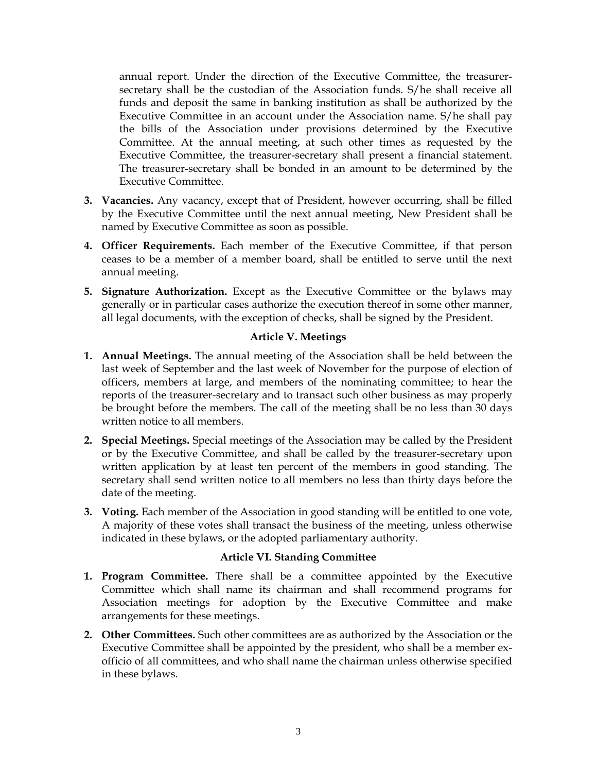annual report. Under the direction of the Executive Committee, the treasurer-secretary shall be the custodian of the Association funds. S/he shall receive all funds and deposit the same in banking institution as shall be authorized by the Executive Committee in an account under the Association name. S/he shall pay the bills of the Association under provisions determined by the Executive Committee. At the annual meeting, at such other times as requested by the Executive Committee, the treasurer-secretary shall present a financial statement. The treasurer-secretary shall be bonded in an amount to be determined by the Executive Committee.

3. **Vacancies.** Any vacancy, except that of President, however occurring, shall be filled by the Executive Committee until the next annual meeting, New President shall be named by Executive Committee as soon as possible.
4. **Officer Requirements.** Each member of the Executive Committee, if that person ceases to be a member of a member board, shall be entitled to serve until the next annual meeting.
5. **Signature Authorization.** Except as the Executive Committee or the bylaws may generally or in particular cases authorize the execution thereof in some other manner, all legal documents, with the exception of checks, shall be signed by the President.

### Article V. Meetings

1. **Annual Meetings.** The annual meeting of the Association shall be held between the last week of September and the last week of November for the purpose of election of officers, members at large, and members of the nominating committee; to hear the reports of the treasurer-secretary and to transact such other business as may properly be brought before the members. The call of the meeting shall be no less than 30 days written notice to all members.
2. **Special Meetings.** Special meetings of the Association may be called by the President or by the Executive Committee, and shall be called by the treasurer-secretary upon written application by at least ten percent of the members in good standing. The secretary shall send written notice to all members no less than thirty days before the date of the meeting.
3. **Voting.** Each member of the Association in good standing will be entitled to one vote, A majority of these votes shall transact the business of the meeting, unless otherwise indicated in these bylaws, or the adopted parliamentary authority.

### Article VI. Standing Committee

1. **Program Committee.** There shall be a committee appointed by the Executive Committee which shall name its chairman and shall recommend programs for Association meetings for adoption by the Executive Committee and make arrangements for these meetings.
2. **Other Committees.** Such other committees are as authorized by the Association or the Executive Committee shall be appointed by the president, who shall be a member ex-officio of all committees, and who shall name the chairman unless otherwise specified in these bylaws.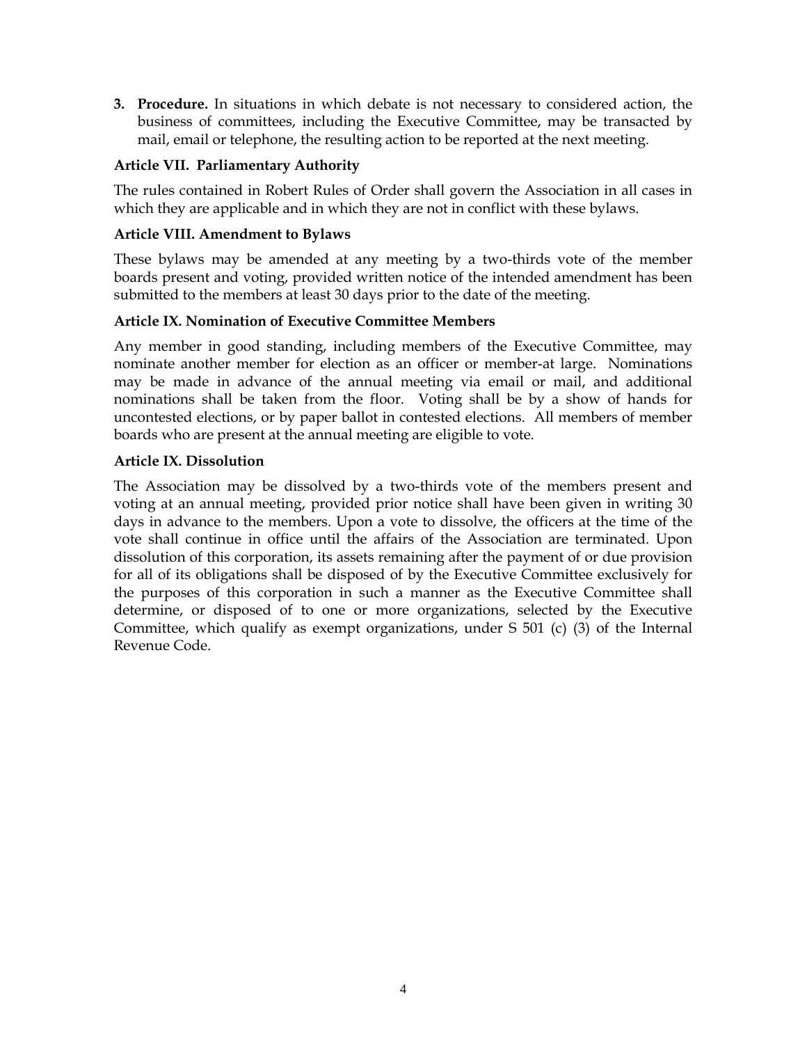3. **Procedure.** In situations in which debate is not necessary to considered action, the business of committees, including the Executive Committee, may be transacted by mail, email or telephone, the resulting action to be reported at the next meeting.

### Article VII. Parliamentary Authority

The rules contained in Robert Rules of Order shall govern the Association in all cases in which they are applicable and in which they are not in conflict with these bylaws.

### Article VIII. Amendment to Bylaws

These bylaws may be amended at any meeting by a two-thirds vote of the member boards present and voting, provided written notice of the intended amendment has been submitted to the members at least 30 days prior to the date of the meeting.

### Article IX. Nomination of Executive Committee Members

Any member in good standing, including members of the Executive Committee, may nominate another member for election as an officer or member-at large. Nominations may be made in advance of the annual meeting via email or mail, and additional nominations shall be taken from the floor. Voting shall be by a show of hands for uncontested elections, or by paper ballot in contested elections. All members of member boards who are present at the annual meeting are eligible to vote.

### Article IX. Dissolution

The Association may be dissolved by a two-thirds vote of the members present and voting at an annual meeting, provided prior notice shall have been given in writing 30 days in advance to the members. Upon a vote to dissolve, the officers at the time of the vote shall continue in office until the affairs of the Association are terminated. Upon dissolution of this corporation, its assets remaining after the payment of or due provision for all of its obligations shall be disposed of by the Executive Committee exclusively for the purposes of this corporation in such a manner as the Executive Committee shall determine, or disposed of to one or more organizations, selected by the Executive Committee, which qualify as exempt organizations, under S 501 (c) (3) of the Internal Revenue Code.